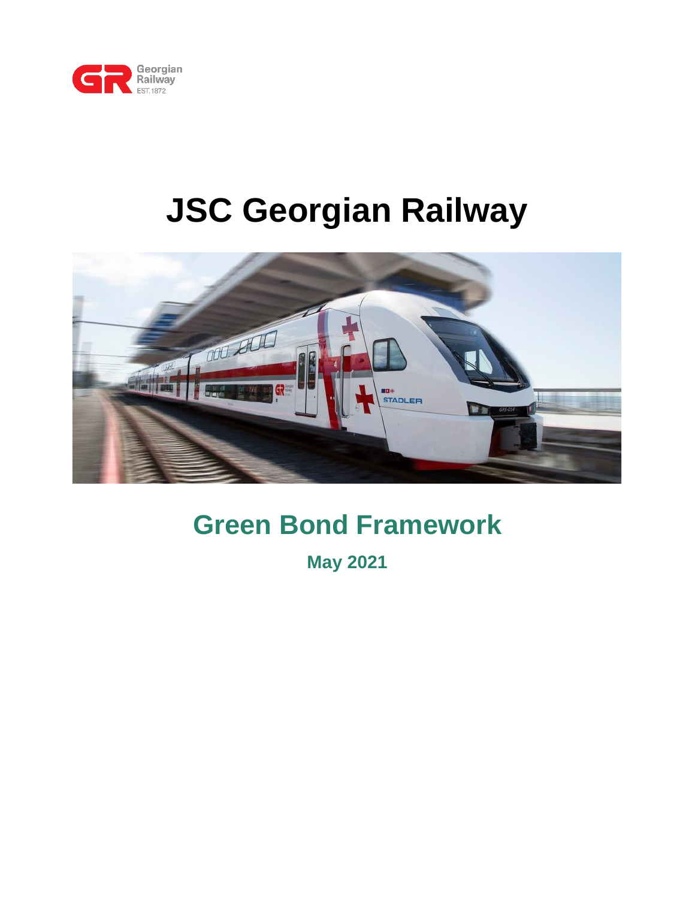# JSC Georgian Railway

## Green Bond Framework

**May 2021**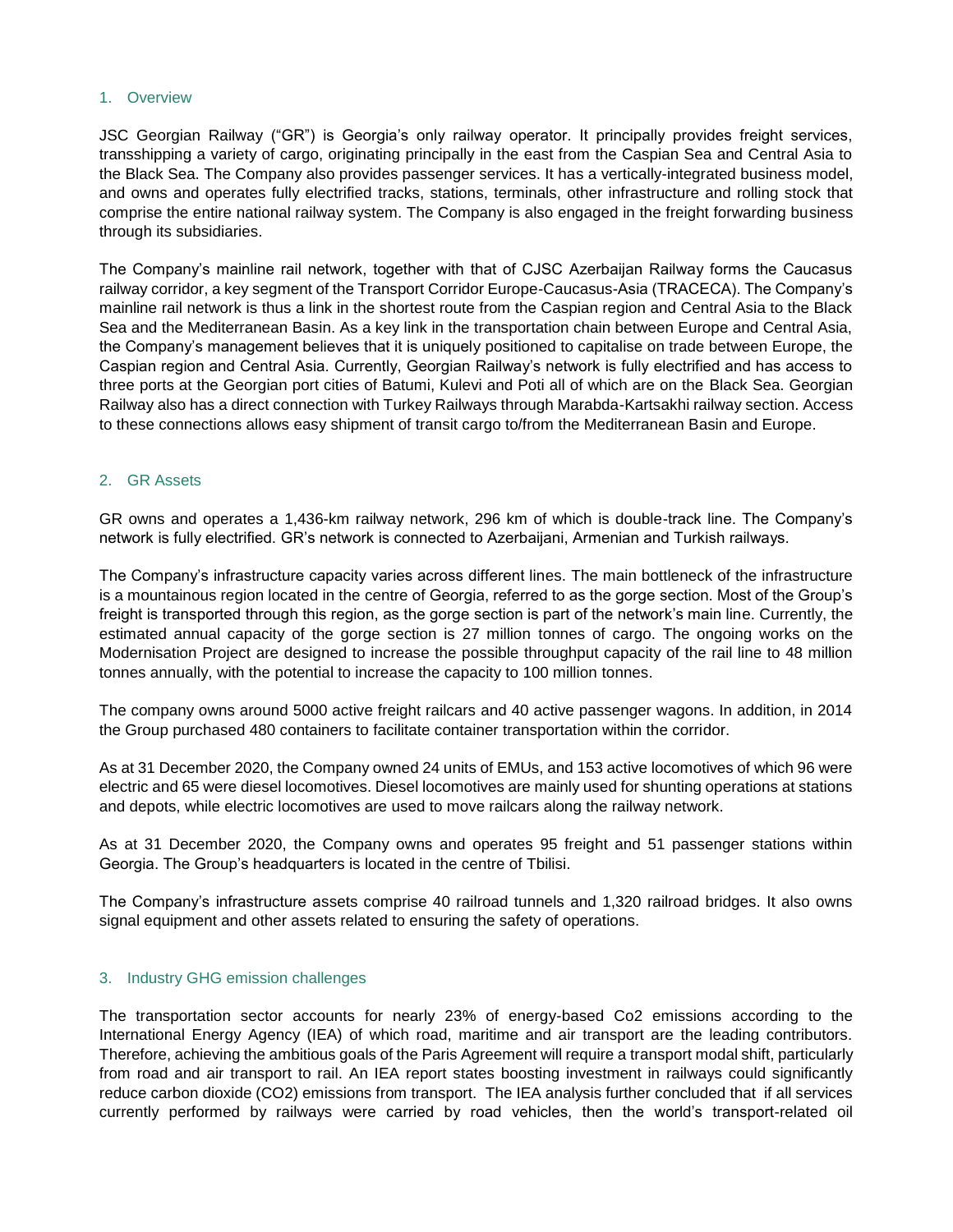## 1. Overview

JSC Georgian Railway ("GR") is Georgia's only railway operator. It principally provides freight services, transshipping a variety of cargo, originating principally in the east from the Caspian Sea and Central Asia to the Black Sea. The Company also provides passenger services. It has a vertically-integrated business model, and owns and operates fully electrified tracks, stations, terminals, other infrastructure and rolling stock that comprise the entire national railway system. The Company is also engaged in the freight forwarding business through its subsidiaries.

The Company's mainline rail network, together with that of CJSC Azerbaijan Railway forms the Caucasus railway corridor, a key segment of the Transport Corridor Europe-Caucasus-Asia (TRACECA). The Company's mainline rail network is thus a link in the shortest route from the Caspian region and Central Asia to the Black Sea and the Mediterranean Basin. As a key link in the transportation chain between Europe and Central Asia, the Company's management believes that it is uniquely positioned to capitalise on trade between Europe, the Caspian region and Central Asia. Currently, Georgian Railway's network is fully electrified and has access to three ports at the Georgian port cities of Batumi, Kulevi and Poti all of which are on the Black Sea. Georgian Railway also has a direct connection with Turkey Railways through Marabda-Kartsakhi railway section. Access to these connections allows easy shipment of transit cargo to/from the Mediterranean Basin and Europe.

## 2. GR Assets

GR owns and operates a 1,436-km railway network, 296 km of which is double-track line. The Company's network is fully electrified. GR's network is connected to Azerbaijani, Armenian and Turkish railways.

The Company's infrastructure capacity varies across different lines. The main bottleneck of the infrastructure is a mountainous region located in the centre of Georgia, referred to as the gorge section. Most of the Group's freight is transported through this region, as the gorge section is part of the network's main line. Currently, the estimated annual capacity of the gorge section is 27 million tonnes of cargo. The ongoing works on the Modernisation Project are designed to increase the possible throughput capacity of the rail line to 48 million tonnes annually, with the potential to increase the capacity to 100 million tonnes.

The company owns around 5000 active freight railcars and 40 active passenger wagons. In addition, in 2014 the Group purchased 480 containers to facilitate container transportation within the corridor.

As at 31 December 2020, the Company owned 24 units of EMUs, and 153 active locomotives of which 96 were electric and 65 were diesel locomotives. Diesel locomotives are mainly used for shunting operations at stations and depots, while electric locomotives are used to move railcars along the railway network.

As at 31 December 2020, the Company owns and operates 95 freight and 51 passenger stations within Georgia. The Group's headquarters is located in the centre of Tbilisi.

The Company's infrastructure assets comprise 40 railroad tunnels and 1,320 railroad bridges. It also owns signal equipment and other assets related to ensuring the safety of operations.

## 3. Industry GHG emission challenges

The transportation sector accounts for nearly 23% of energy-based $Co_2$ emissions according to the International Energy Agency (IEA) of which road, maritime and air transport are the leading contributors. Therefore, achieving the ambitious goals of the Paris Agreement will require a transport modal shift, particularly from road and air transport to rail. An IEA report states boosting investment in railways could significantly reduce carbon dioxide ($CO_2$) emissions from transport. The IEA analysis further concluded that if all services currently performed by railways were carried by road vehicles, then the world's transport-related oil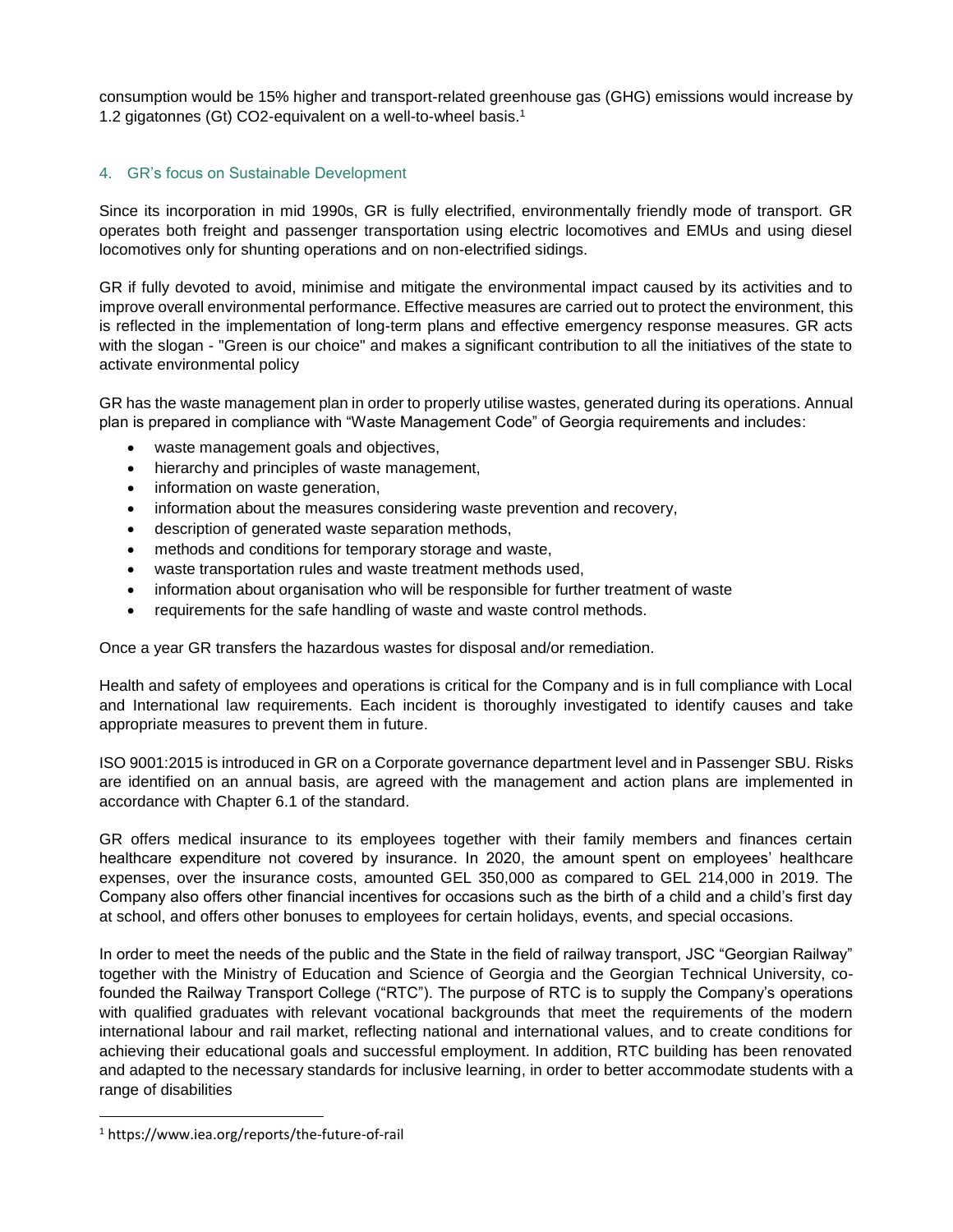consumption would be 15% higher and transport-related greenhouse gas (GHG) emissions would increase by 1.2 gigatonnes (Gt) CO2-equivalent on a well-to-wheel basis.[1]

## 4. GR's focus on Sustainable Development

Since its incorporation in mid 1990s, GR is fully electrified, environmentally friendly mode of transport. GR operates both freight and passenger transportation using electric locomotives and EMUs and using diesel locomotives only for shunting operations and on non-electrified sidings.

GR if fully devoted to avoid, minimise and mitigate the environmental impact caused by its activities and to improve overall environmental performance. Effective measures are carried out to protect the environment, this is reflected in the implementation of long-term plans and effective emergency response measures. GR acts with the slogan - "Green is our choice" and makes a significant contribution to all the initiatives of the state to activate environmental policy

GR has the waste management plan in order to properly utilise wastes, generated during its operations. Annual plan is prepared in compliance with "Waste Management Code" of Georgia requirements and includes:

- waste management goals and objectives,
- hierarchy and principles of waste management,
- information on waste generation,
- information about the measures considering waste prevention and recovery,
- description of generated waste separation methods,
- methods and conditions for temporary storage and waste,
- waste transportation rules and waste treatment methods used,
- information about organisation who will be responsible for further treatment of waste
- requirements for the safe handling of waste and waste control methods.

Once a year GR transfers the hazardous wastes for disposal and/or remediation.

Health and safety of employees and operations is critical for the Company and is in full compliance with Local and International law requirements. Each incident is thoroughly investigated to identify causes and take appropriate measures to prevent them in future.

ISO 9001:2015 is introduced in GR on a Corporate governance department level and in Passenger SBU. Risks are identified on an annual basis, are agreed with the management and action plans are implemented in accordance with Chapter 6.1 of the standard.

GR offers medical insurance to its employees together with their family members and finances certain healthcare expenditure not covered by insurance. In 2020, the amount spent on employees' healthcare expenses, over the insurance costs, amounted GEL 350,000 as compared to GEL 214,000 in 2019. The Company also offers other financial incentives for occasions such as the birth of a child and a child's first day at school, and offers other bonuses to employees for certain holidays, events, and special occasions.

In order to meet the needs of the public and the State in the field of railway transport, JSC "Georgian Railway" together with the Ministry of Education and Science of Georgia and the Georgian Technical University, co-founded the Railway Transport College ("RTC"). The purpose of RTC is to supply the Company's operations with qualified graduates with relevant vocational backgrounds that meet the requirements of the modern international labour and rail market, reflecting national and international values, and to create conditions for achieving their educational goals and successful employment. In addition, RTC building has been renovated and adapted to the necessary standards for inclusive learning, in order to better accommodate students with a range of disabilities

[1] https://www.iea.org/reports/the-future-of-rail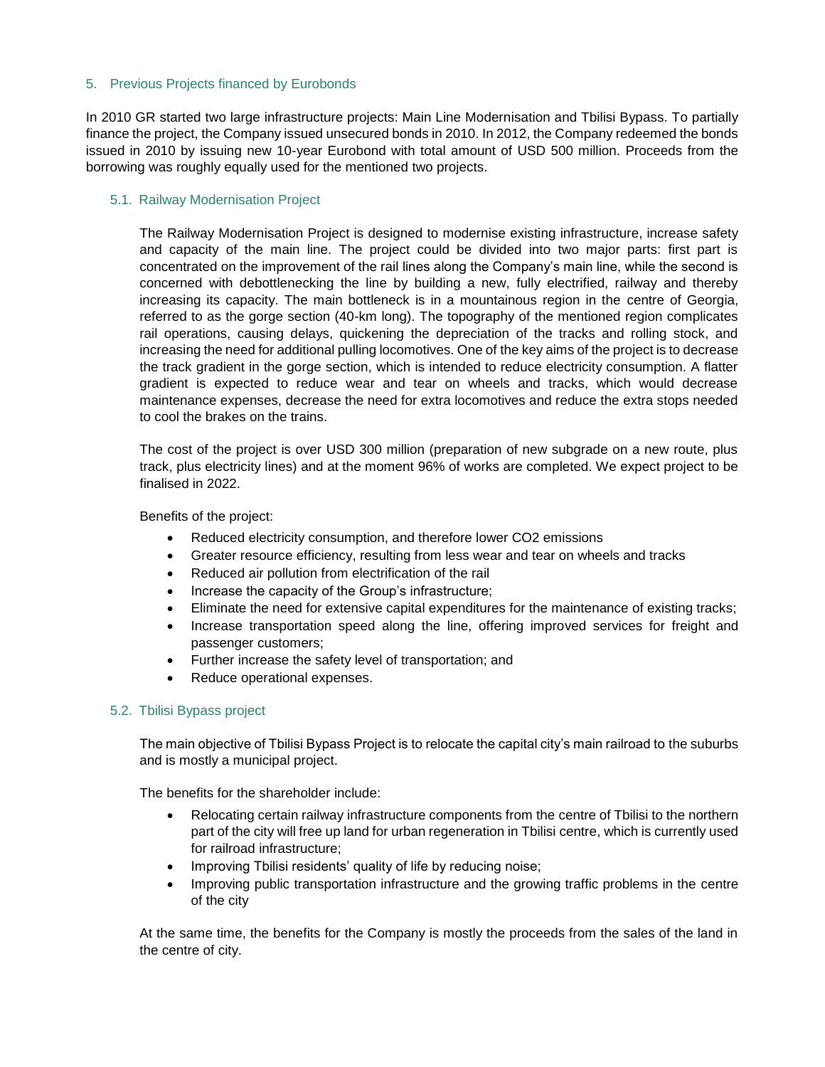## 5. Previous Projects financed by Eurobonds

In 2010 GR started two large infrastructure projects: Main Line Modernisation and Tbilisi Bypass. To partially finance the project, the Company issued unsecured bonds in 2010. In 2012, the Company redeemed the bonds issued in 2010 by issuing new 10-year Eurobond with total amount of USD 500 million. Proceeds from the borrowing was roughly equally used for the mentioned two projects.

### 5.1. Railway Modernisation Project

The Railway Modernisation Project is designed to modernise existing infrastructure, increase safety and capacity of the main line. The project could be divided into two major parts: first part is concentrated on the improvement of the rail lines along the Company's main line, while the second is concerned with debottlenecking the line by building a new, fully electrified, railway and thereby increasing its capacity. The main bottleneck is in a mountainous region in the centre of Georgia, referred to as the gorge section (40-km long). The topography of the mentioned region complicates rail operations, causing delays, quickening the depreciation of the tracks and rolling stock, and increasing the need for additional pulling locomotives. One of the key aims of the project is to decrease the track gradient in the gorge section, which is intended to reduce electricity consumption. A flatter gradient is expected to reduce wear and tear on wheels and tracks, which would decrease maintenance expenses, decrease the need for extra locomotives and reduce the extra stops needed to cool the brakes on the trains.

The cost of the project is over USD 300 million (preparation of new subgrade on a new route, plus track, plus electricity lines) and at the moment 96% of works are completed. We expect project to be finalised in 2022.

Benefits of the project:

- Reduced electricity consumption, and therefore lower $CO_2$ emissions
- Greater resource efficiency, resulting from less wear and tear on wheels and tracks
- Reduced air pollution from electrification of the rail
- Increase the capacity of the Group's infrastructure;
- Eliminate the need for extensive capital expenditures for the maintenance of existing tracks;
- Increase transportation speed along the line, offering improved services for freight and passenger customers;
- Further increase the safety level of transportation; and
- Reduce operational expenses.

### 5.2. Tbilisi Bypass project

The main objective of Tbilisi Bypass Project is to relocate the capital city's main railroad to the suburbs and is mostly a municipal project.

The benefits for the shareholder include:

- Relocating certain railway infrastructure components from the centre of Tbilisi to the northern part of the city will free up land for urban regeneration in Tbilisi centre, which is currently used for railroad infrastructure;
- Improving Tbilisi residents' quality of life by reducing noise;
- Improving public transportation infrastructure and the growing traffic problems in the centre of the city

At the same time, the benefits for the Company is mostly the proceeds from the sales of the land in the centre of city.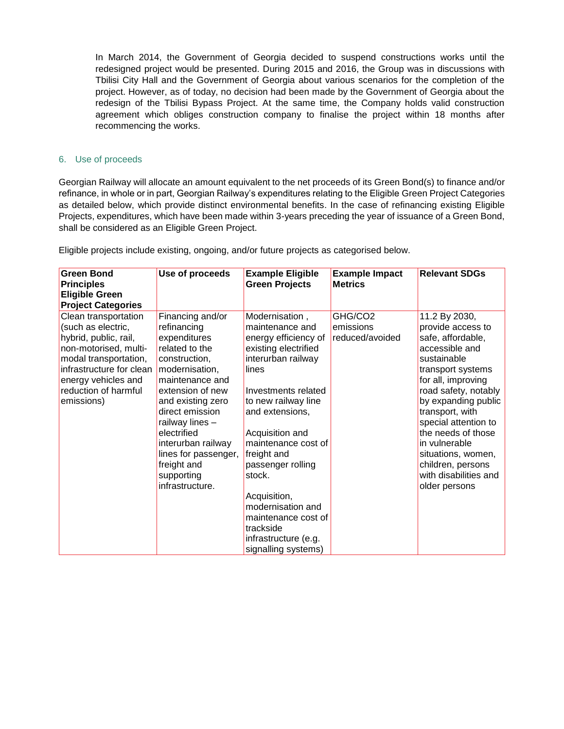In March 2014, the Government of Georgia decided to suspend constructions works until the redesigned project would be presented. During 2015 and 2016, the Group was in discussions with Tbilisi City Hall and the Government of Georgia about various scenarios for the completion of the project. However, as of today, no decision had been made by the Government of Georgia about the redesign of the Tbilisi Bypass Project. At the same time, the Company holds valid construction agreement which obliges construction company to finalise the project within 18 months after recommencing the works.

## 6. Use of proceeds

Georgian Railway will allocate an amount equivalent to the net proceeds of its Green Bond(s) to finance and/or refinance, in whole or in part, Georgian Railway's expenditures relating to the Eligible Green Project Categories as detailed below, which provide distinct environmental benefits. In the case of refinancing existing Eligible Projects, expenditures, which have been made within 3-years preceding the year of issuance of a Green Bond, shall be considered as an Eligible Green Project.

Eligible projects include existing, ongoing, and/or future projects as categorised below.

| Green Bond Principles Eligible Green Project Categories | Use of proceeds | Example Eligible Green Projects | Example Impact Metrics | Relevant SDGs |
|---|---|---|---|---|
| Clean transportation (such as electric, hybrid, public, rail, non-motorised, multi-modal transportation, infrastructure for clean energy vehicles and reduction of harmful emissions) | Financing and/or refinancing expenditures related to the construction, modernisation, maintenance and extension of new and existing zero direct emission railway lines – electrified interurban railway lines for passenger, freight and supporting infrastructure. | Modernisation , maintenance and energy efficiency of existing electrified interurban railway lines<br><br>Investments related to new railway line and extensions,<br><br>Acquisition and maintenance cost of freight and passenger rolling stock.<br><br>Acquisition, modernisation and maintenance cost of trackside infrastructure (e.g. signalling systems) | GHG/$CO_2$ emissions reduced/avoided | 11.2 By 2030, provide access to safe, affordable, accessible and sustainable transport systems for all, improving road safety, notably by expanding public transport, with special attention to the needs of those in vulnerable situations, women, children, persons with disabilities and older persons |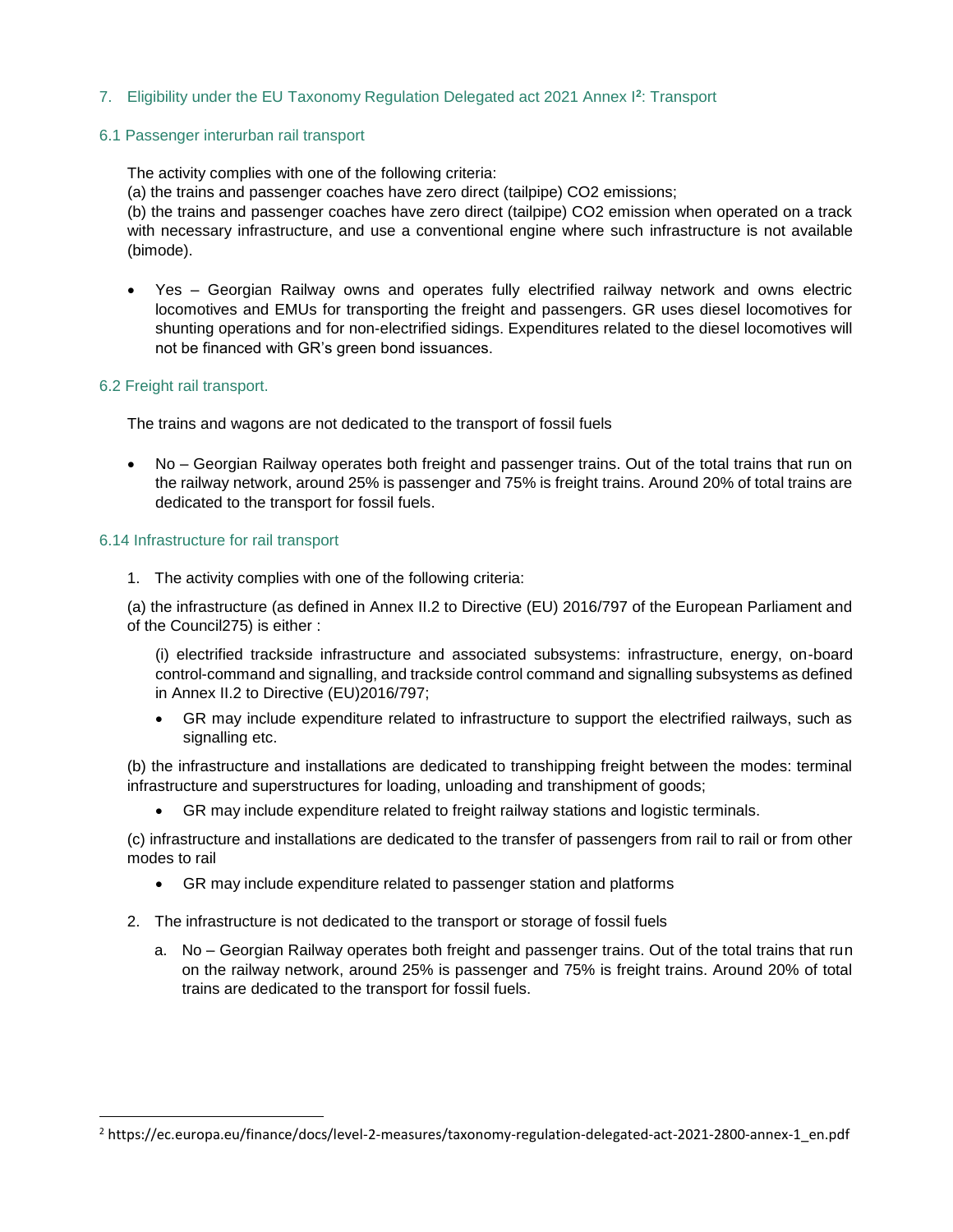## 7. Eligibility under the EU Taxonomy Regulation Delegated act 2021 Annex I[2]: Transport

### 6.1 Passenger interurban rail transport

The activity complies with one of the following criteria:
(a) the trains and passenger coaches have zero direct (tailpipe) $CO_2$ emissions;
(b) the trains and passenger coaches have zero direct (tailpipe) $CO_2$ emission when operated on a track with necessary infrastructure, and use a conventional engine where such infrastructure is not available (bimode).

- Yes – Georgian Railway owns and operates fully electrified railway network and owns electric locomotives and EMUs for transporting the freight and passengers. GR uses diesel locomotives for shunting operations and for non-electrified sidings. Expenditures related to the diesel locomotives will not be financed with GR's green bond issuances.

### 6.2 Freight rail transport.

The trains and wagons are not dedicated to the transport of fossil fuels

- No – Georgian Railway operates both freight and passenger trains. Out of the total trains that run on the railway network, around 25% is passenger and 75% is freight trains. Around 20% of total trains are dedicated to the transport for fossil fuels.

### 6.14 Infrastructure for rail transport

1. The activity complies with one of the following criteria:

(a) the infrastructure (as defined in Annex II.2 to Directive (EU) 2016/797 of the European Parliament and of the Council275) is either :

(i) electrified trackside infrastructure and associated subsystems: infrastructure, energy, on-board control-command and signalling, and trackside control command and signalling subsystems as defined in Annex II.2 to Directive (EU)2016/797;

- GR may include expenditure related to infrastructure to support the electrified railways, such as signalling etc.

(b) the infrastructure and installations are dedicated to transhipping freight between the modes: terminal infrastructure and superstructures for loading, unloading and transhipment of goods;

- GR may include expenditure related to freight railway stations and logistic terminals.

(c) infrastructure and installations are dedicated to the transfer of passengers from rail to rail or from other modes to rail

- GR may include expenditure related to passenger station and platforms

2. The infrastructure is not dedicated to the transport or storage of fossil fuels

   a. No – Georgian Railway operates both freight and passenger trains. Out of the total trains that run on the railway network, around 25% is passenger and 75% is freight trains. Around 20% of total trains are dedicated to the transport for fossil fuels.

[2] https://ec.europa.eu/finance/docs/level-2-measures/taxonomy-regulation-delegated-act-2021-2800-annex-1_en.pdf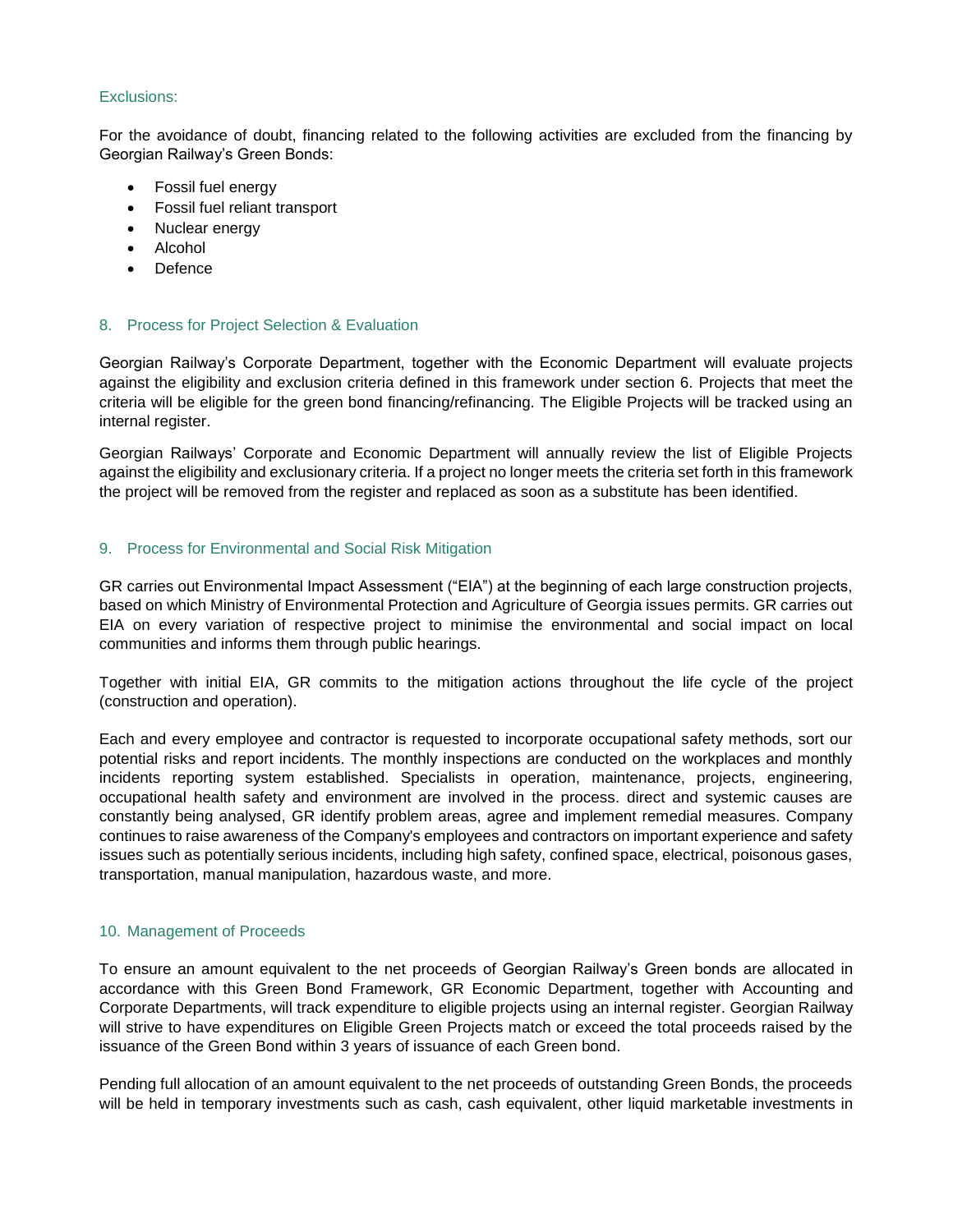### Exclusions:

For the avoidance of doubt, financing related to the following activities are excluded from the financing by Georgian Railway's Green Bonds:

- Fossil fuel energy
- Fossil fuel reliant transport
- Nuclear energy
- Alcohol
- Defence

## 8. Process for Project Selection & Evaluation

Georgian Railway's Corporate Department, together with the Economic Department will evaluate projects against the eligibility and exclusion criteria defined in this framework under section 6. Projects that meet the criteria will be eligible for the green bond financing/refinancing. The Eligible Projects will be tracked using an internal register.

Georgian Railways' Corporate and Economic Department will annually review the list of Eligible Projects against the eligibility and exclusionary criteria. If a project no longer meets the criteria set forth in this framework the project will be removed from the register and replaced as soon as a substitute has been identified.

## 9. Process for Environmental and Social Risk Mitigation

GR carries out Environmental Impact Assessment ("EIA") at the beginning of each large construction projects, based on which Ministry of Environmental Protection and Agriculture of Georgia issues permits. GR carries out EIA on every variation of respective project to minimise the environmental and social impact on local communities and informs them through public hearings.

Together with initial EIA, GR commits to the mitigation actions throughout the life cycle of the project (construction and operation).

Each and every employee and contractor is requested to incorporate occupational safety methods, sort our potential risks and report incidents. The monthly inspections are conducted on the workplaces and monthly incidents reporting system established. Specialists in operation, maintenance, projects, engineering, occupational health safety and environment are involved in the process. direct and systemic causes are constantly being analysed, GR identify problem areas, agree and implement remedial measures. Company continues to raise awareness of the Company's employees and contractors on important experience and safety issues such as potentially serious incidents, including high safety, confined space, electrical, poisonous gases, transportation, manual manipulation, hazardous waste, and more.

## 10. Management of Proceeds

To ensure an amount equivalent to the net proceeds of Georgian Railway's Green bonds are allocated in accordance with this Green Bond Framework, GR Economic Department, together with Accounting and Corporate Departments, will track expenditure to eligible projects using an internal register. Georgian Railway will strive to have expenditures on Eligible Green Projects match or exceed the total proceeds raised by the issuance of the Green Bond within 3 years of issuance of each Green bond.

Pending full allocation of an amount equivalent to the net proceeds of outstanding Green Bonds, the proceeds will be held in temporary investments such as cash, cash equivalent, other liquid marketable investments in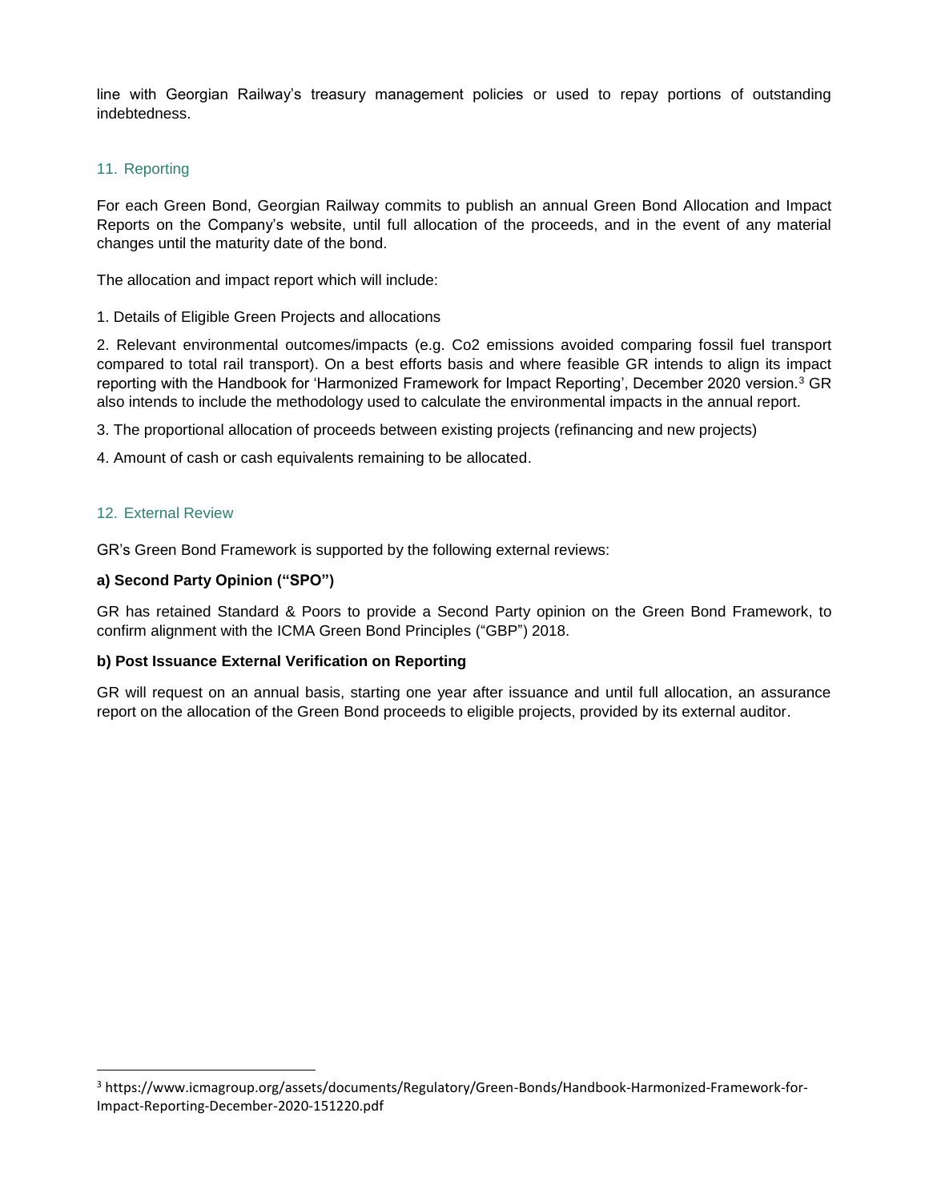line with Georgian Railway's treasury management policies or used to repay portions of outstanding indebtedness.

## 11. Reporting

For each Green Bond, Georgian Railway commits to publish an annual Green Bond Allocation and Impact Reports on the Company's website, until full allocation of the proceeds, and in the event of any material changes until the maturity date of the bond.

The allocation and impact report which will include:

1. Details of Eligible Green Projects and allocations

2. Relevant environmental outcomes/impacts (e.g. Co2 emissions avoided comparing fossil fuel transport compared to total rail transport). On a best efforts basis and where feasible GR intends to align its impact reporting with the Handbook for 'Harmonized Framework for Impact Reporting', December 2020 version.[3] GR also intends to include the methodology used to calculate the environmental impacts in the annual report.

3. The proportional allocation of proceeds between existing projects (refinancing and new projects)

4. Amount of cash or cash equivalents remaining to be allocated.

## 12. External Review

GR's Green Bond Framework is supported by the following external reviews:

**a) Second Party Opinion ("SPO")**

GR has retained Standard & Poors to provide a Second Party opinion on the Green Bond Framework, to confirm alignment with the ICMA Green Bond Principles ("GBP") 2018.

**b) Post Issuance External Verification on Reporting**

GR will request on an annual basis, starting one year after issuance and until full allocation, an assurance report on the allocation of the Green Bond proceeds to eligible projects, provided by its external auditor.

---

[3] https://www.icmagroup.org/assets/documents/Regulatory/Green-Bonds/Handbook-Harmonized-Framework-for-Impact-Reporting-December-2020-151220.pdf